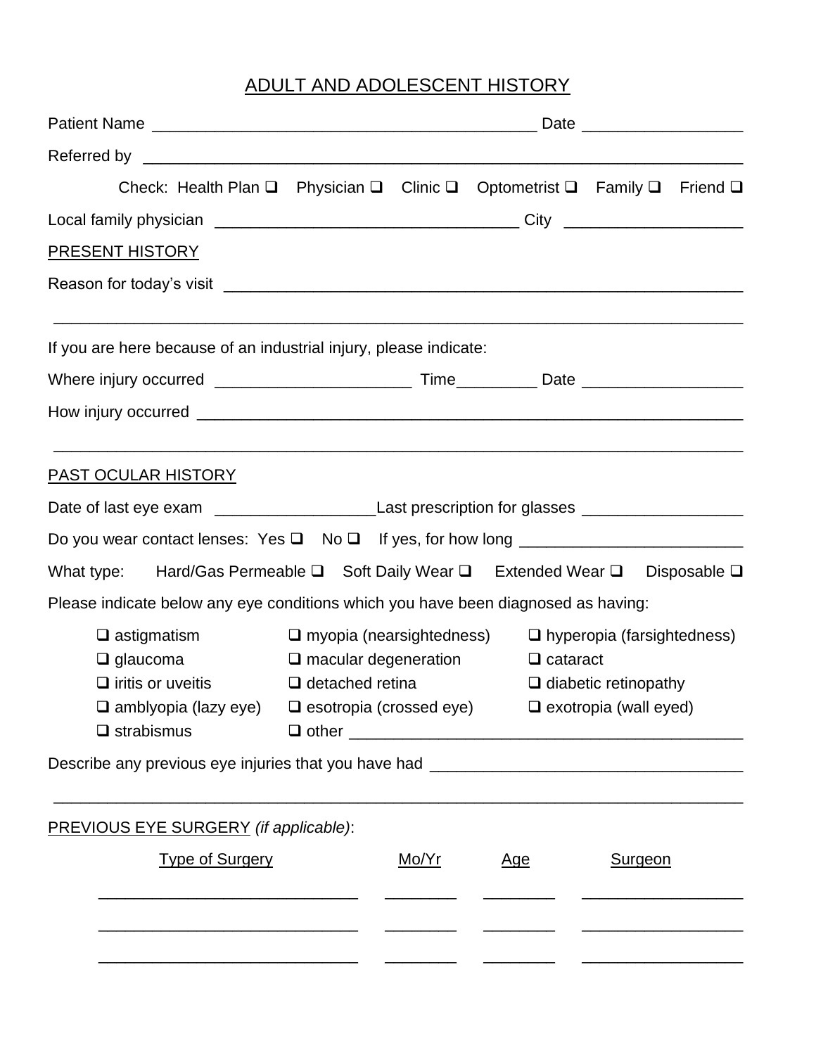# ADULT AND ADOLESCENT HISTORY

Patient Name ____________________________________________ Date __________________

Referred by ______________________________________________________________________

Check: Health Plan ❑ Physician ❑ Clinic ❑ Optometrist ❑ Family ❑ Friend ❑

Local family physician ___________________________________ City ____________________

## PRESENT HISTORY

Reason for today's visit ____________________________________________________________

_________________________________________________________________________________

If you are here because of an industrial injury, please indicate:

Where injury occurred ______________________ Time_________ Date __________________

How injury occurred _________________________________________________________________

_________________________________________________________________________________

## PAST OCULAR HISTORY

Date of last eye exam __________________Last prescription for glasses __________________

Do you wear contact lenses: Yes ❑ No ❑ If yes, for how long _________________________

What type: Hard/Gas Permeable ❑ Soft Daily Wear ❑ Extended Wear ❑ Disposable ❑

Please indicate below any eye conditions which you have been diagnosed as having:

- ❑ astigmatism
- ❑ myopia (nearsightedness)
- ❑ hyperopia (farsightedness)
- ❑ glaucoma
- ❑ macular degeneration
- ❑ cataract
- ❑ iritis or uveitis
- ❑ detached retina
- ❑ diabetic retinopathy
- ❑ amblyopia (lazy eye)
- ❑ esotropia (crossed eye)
- ❑ exotropia (wall eyed)
- ❑ strabismus
- ❑ other ____________________________________________

Describe any previous eye injuries that you have had ___________________________________

_________________________________________________________________________________

## PREVIOUS EYE SURGERY *(if applicable)*:

| Type of Surgery | Mo/Yr | Age | Surgeon |
|---|---|---|---|
| | | | |
| | | | |
| | | | |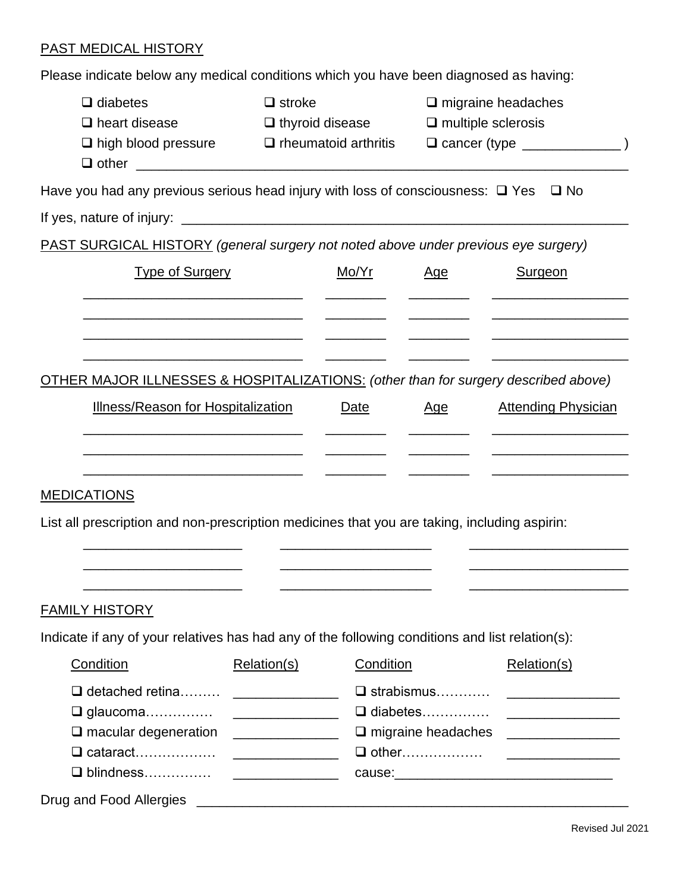PAST MEDICAL HISTORY

Please indicate below any medical conditions which you have been diagnosed as having:

| | | |
|---|---|---|
| ❑ diabetes | ❑ stroke | ❑ migraine headaches |
| ❑ heart disease | ❑ thyroid disease | ❑ multiple sclerosis |
| ❑ high blood pressure | ❑ rheumatoid arthritis | ❑ cancer (type _____________ ) |

❑ other ________________________________________________________________

Have you had any previous serious head injury with loss of consciousness: ❑ Yes ❑ No

If yes, nature of injury: ____________________________________________________________

PAST SURGICAL HISTORY *(general surgery not noted above under previous eye surgery)*

| Type of Surgery | Mo/Yr | Age | Surgeon |
|---|---|---|---|
| | | | |
| | | | |
| | | | |
| | | | |

OTHER MAJOR ILLNESSES & HOSPITALIZATIONS: *(other than for surgery described above)*

| Illness/Reason for Hospitalization | Date | Age | Attending Physician |
|---|---|---|---|
| | | | |
| | | | |
| | | | |

MEDICATIONS

List all prescription and non-prescription medicines that you are taking, including aspirin:

| | | |
|---|---|---|
| | | |
| | | |
| | | |

FAMILY HISTORY

Indicate if any of your relatives has had any of the following conditions and list relation(s):

| Condition | Relation(s) | Condition | Relation(s) |
|---|---|---|---|
| ❑ detached retina……… | | ❑ strabismus………… | |
| ❑ glaucoma…………… | | ❑ diabetes…………… | |
| ❑ macular degeneration | | ❑ migraine headaches | |
| ❑ cataract……………… | | ❑ other……………… | |
| ❑ blindness…………… | | cause:_____________________________ | |

Drug and Food Allergies ___________________________________________________________

Revised Jul 2021